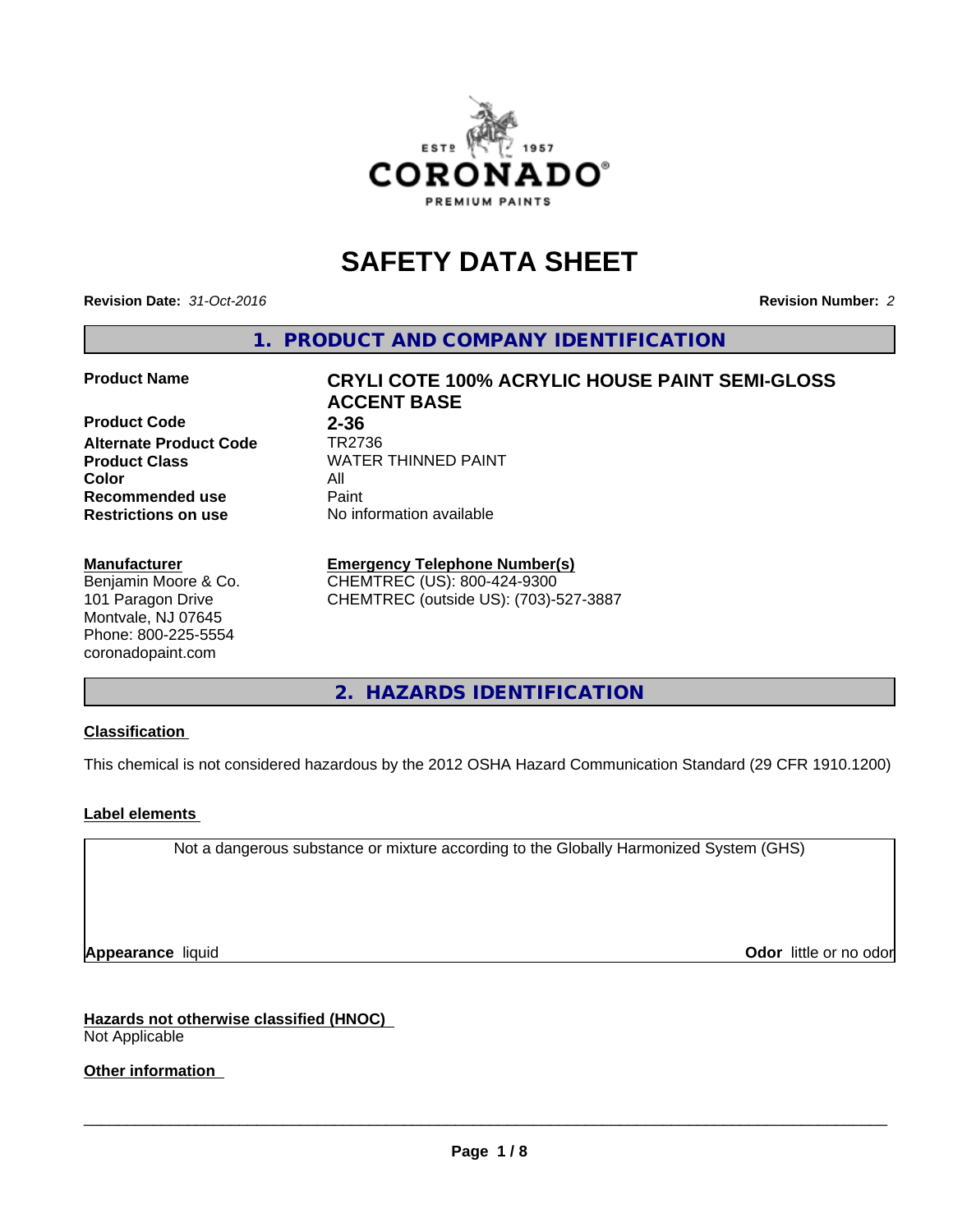# SAFETY DATA SHEET

**Revision Date:** *31-Oct-2016*

**Revision Number:** *2*

## 1. PRODUCT AND COMPANY IDENTIFICATION

| | |
|---|---|
| **Product Name** | **CRYLI COTE 100% ACRYLIC HOUSE PAINT SEMI-GLOSS ACCENT BASE** |
| **Product Code** | **2-36** |
| **Alternate Product Code** | TR2736 |
| **Product Class** | WATER THINNED PAINT |
| **Color** | All |
| **Recommended use** | Paint |
| **Restrictions on use** | No information available |

**Manufacturer**
Benjamin Moore & Co.
101 Paragon Drive
Montvale, NJ 07645
Phone: 800-225-5554
coronadopaint.com

**Emergency Telephone Number(s)**
CHEMTREC (US): 800-424-9300
CHEMTREC (outside US): (703)-527-3887

## 2. HAZARDS IDENTIFICATION

**Classification**

This chemical is not considered hazardous by the 2012 OSHA Hazard Communication Standard (29 CFR 1910.1200)

**Label elements**

Not a dangerous substance or mixture according to the Globally Harmonized System (GHS)

**Appearance** liquid

**Odor** little or no odor

**Hazards not otherwise classified (HNOC)**
Not Applicable

**Other information**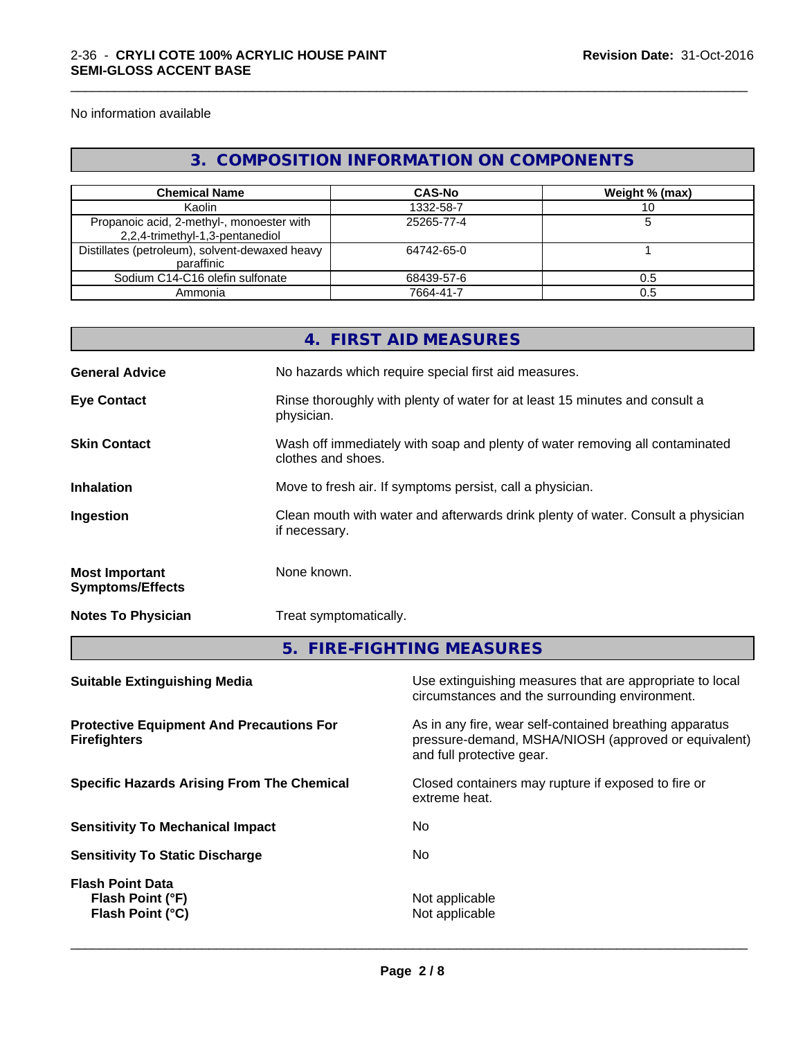No information available

## 3. COMPOSITION INFORMATION ON COMPONENTS

| Chemical Name | CAS-No | Weight % (max) |
|---|---|---|
| Kaolin | 1332-58-7 | 10 |
| Propanoic acid, 2-methyl-, monoester with 2,2,4-trimethyl-1,3-pentanediol | 25265-77-4 | 5 |
| Distillates (petroleum), solvent-dewaxed heavy paraffinic | 64742-65-0 | 1 |
| Sodium C14-C16 olefin sulfonate | 68439-57-6 | 0.5 |
| Ammonia | 7664-41-7 | 0.5 |

## 4. FIRST AID MEASURES

**General Advice**
No hazards which require special first aid measures.

**Eye Contact**
Rinse thoroughly with plenty of water for at least 15 minutes and consult a physician.

**Skin Contact**
Wash off immediately with soap and plenty of water removing all contaminated clothes and shoes.

**Inhalation**
Move to fresh air. If symptoms persist, call a physician.

**Ingestion**
Clean mouth with water and afterwards drink plenty of water. Consult a physician if necessary.

**Most Important Symptoms/Effects**
None known.

**Notes To Physician**
Treat symptomatically.

## 5. FIRE-FIGHTING MEASURES

**Suitable Extinguishing Media**
Use extinguishing measures that are appropriate to local circumstances and the surrounding environment.

**Protective Equipment And Precautions For Firefighters**
As in any fire, wear self-contained breathing apparatus pressure-demand, MSHA/NIOSH (approved or equivalent) and full protective gear.

**Specific Hazards Arising From The Chemical**
Closed containers may rupture if exposed to fire or extreme heat.

**Sensitivity To Mechanical Impact**
No

**Sensitivity To Static Discharge**
No

**Flash Point Data**
**Flash Point (°F)** Not applicable
**Flash Point (°C)** Not applicable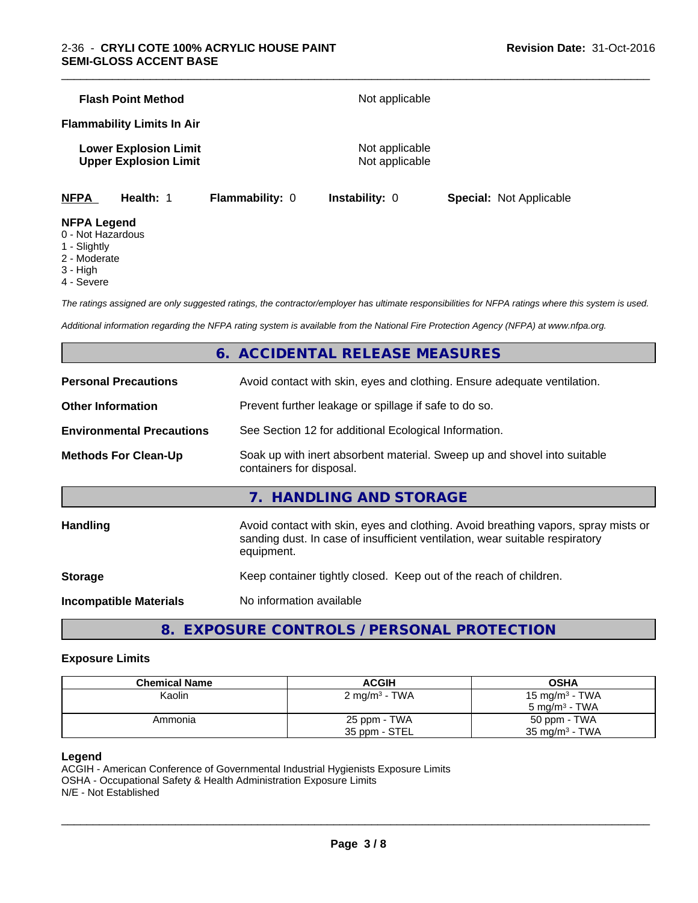**Flash Point Method** Not applicable

**Flammability Limits In Air**

**Lower Explosion Limit** Not applicable
**Upper Explosion Limit** Not applicable

| **NFPA** | **Health:** 1 | **Flammability:** 0 | **Instability:** 0 | **Special:** Not Applicable |
|---|---|---|---|---|

**NFPA Legend**
- 0 - Not Hazardous
- 1 - Slightly
- 2 - Moderate
- 3 - High
- 4 - Severe

*The ratings assigned are only suggested ratings, the contractor/employer has ultimate responsibilities for NFPA ratings where this system is used.*

*Additional information regarding the NFPA rating system is available from the National Fire Protection Agency (NFPA) at www.nfpa.org.*

## 6. ACCIDENTAL RELEASE MEASURES

**Personal Precautions** Avoid contact with skin, eyes and clothing. Ensure adequate ventilation.

**Other Information** Prevent further leakage or spillage if safe to do so.

**Environmental Precautions** See Section 12 for additional Ecological Information.

**Methods For Clean-Up** Soak up with inert absorbent material. Sweep up and shovel into suitable containers for disposal.

## 7. HANDLING AND STORAGE

**Handling** Avoid contact with skin, eyes and clothing. Avoid breathing vapors, spray mists or sanding dust. In case of insufficient ventilation, wear suitable respiratory equipment.

**Storage** Keep container tightly closed. Keep out of the reach of children.

**Incompatible Materials** No information available

## 8. EXPOSURE CONTROLS / PERSONAL PROTECTION

### Exposure Limits

| Chemical Name | ACGIH | OSHA |
|---|---|---|
| Kaolin | 2 mg/m$^3$ - TWA | 15 mg/m$^3$ - TWA<br>5 mg/m$^3$ - TWA |
| Ammonia | 25 ppm - TWA<br>35 ppm - STEL | 50 ppm - TWA<br>35 mg/m$^3$ - TWA |

**Legend**
ACGIH - American Conference of Governmental Industrial Hygienists Exposure Limits
OSHA - Occupational Safety & Health Administration Exposure Limits
N/E - Not Established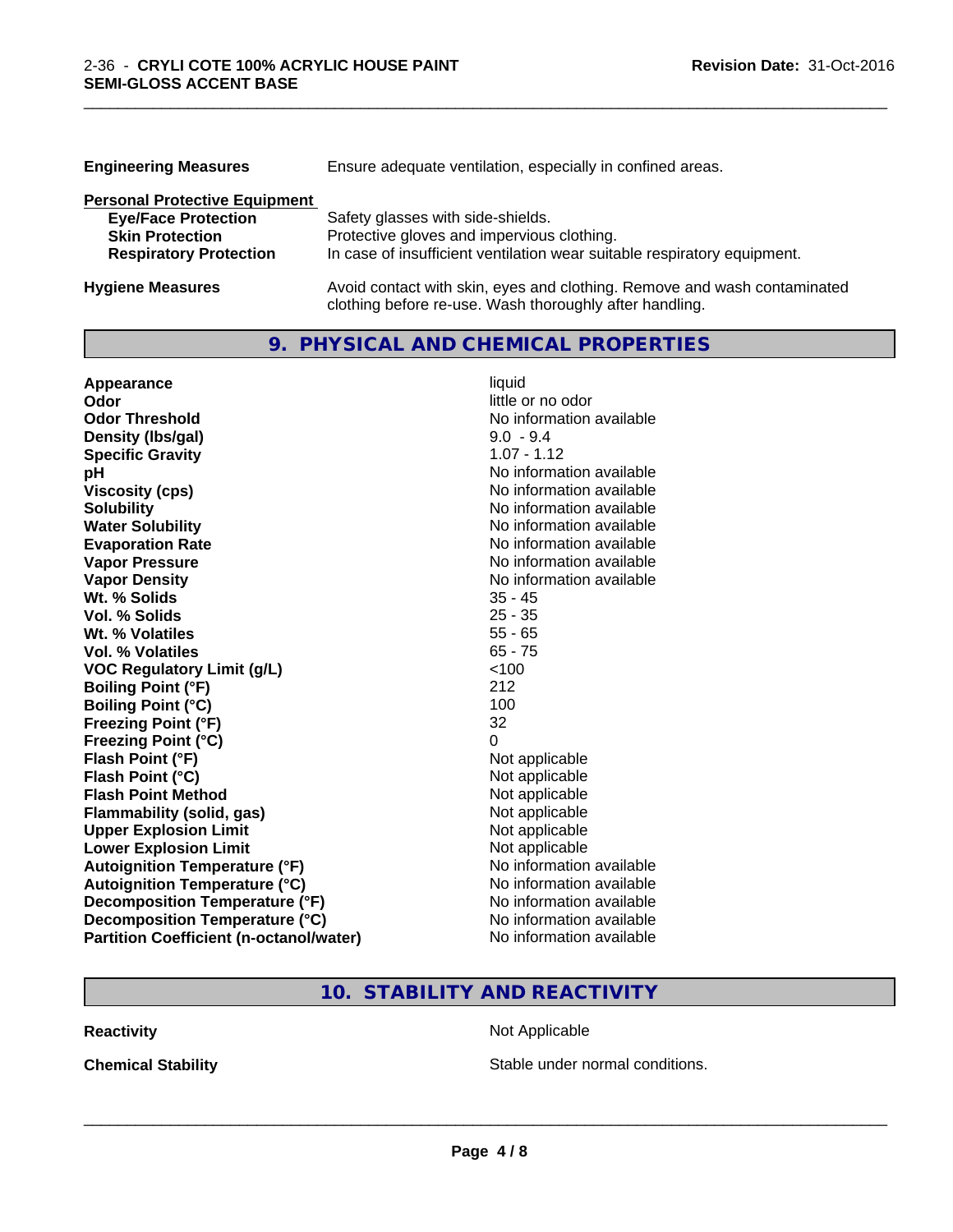| | |
|---|---|
| **Engineering Measures** | Ensure adequate ventilation, especially in confined areas. |

**Personal Protective Equipment**

| | |
|---|---|
| **Eye/Face Protection** | Safety glasses with side-shields. |
| **Skin Protection** | Protective gloves and impervious clothing. |
| **Respiratory Protection** | In case of insufficient ventilation wear suitable respiratory equipment. |

| | |
|---|---|
| **Hygiene Measures** | Avoid contact with skin, eyes and clothing. Remove and wash contaminated clothing before re-use. Wash thoroughly after handling. |

## 9. PHYSICAL AND CHEMICAL PROPERTIES

| | |
|---|---|
| **Appearance** | liquid |
| **Odor** | little or no odor |
| **Odor Threshold** | No information available |
| **Density (lbs/gal)** | 9.0 - 9.4 |
| **Specific Gravity** | 1.07 - 1.12 |
| **pH** | No information available |
| **Viscosity (cps)** | No information available |
| **Solubility** | No information available |
| **Water Solubility** | No information available |
| **Evaporation Rate** | No information available |
| **Vapor Pressure** | No information available |
| **Vapor Density** | No information available |
| **Wt. % Solids** | 35 - 45 |
| **Vol. % Solids** | 25 - 35 |
| **Wt. % Volatiles** | 55 - 65 |
| **Vol. % Volatiles** | 65 - 75 |
| **VOC Regulatory Limit (g/L)** | <100 |
| **Boiling Point (°F)** | 212 |
| **Boiling Point (°C)** | 100 |
| **Freezing Point (°F)** | 32 |
| **Freezing Point (°C)** | 0 |
| **Flash Point (°F)** | Not applicable |
| **Flash Point (°C)** | Not applicable |
| **Flash Point Method** | Not applicable |
| **Flammability (solid, gas)** | Not applicable |
| **Upper Explosion Limit** | Not applicable |
| **Lower Explosion Limit** | Not applicable |
| **Autoignition Temperature (°F)** | No information available |
| **Autoignition Temperature (°C)** | No information available |
| **Decomposition Temperature (°F)** | No information available |
| **Decomposition Temperature (°C)** | No information available |
| **Partition Coefficient (n-octanol/water)** | No information available |

## 10. STABILITY AND REACTIVITY

| | |
|---|---|
| **Reactivity** | Not Applicable |
| **Chemical Stability** | Stable under normal conditions. |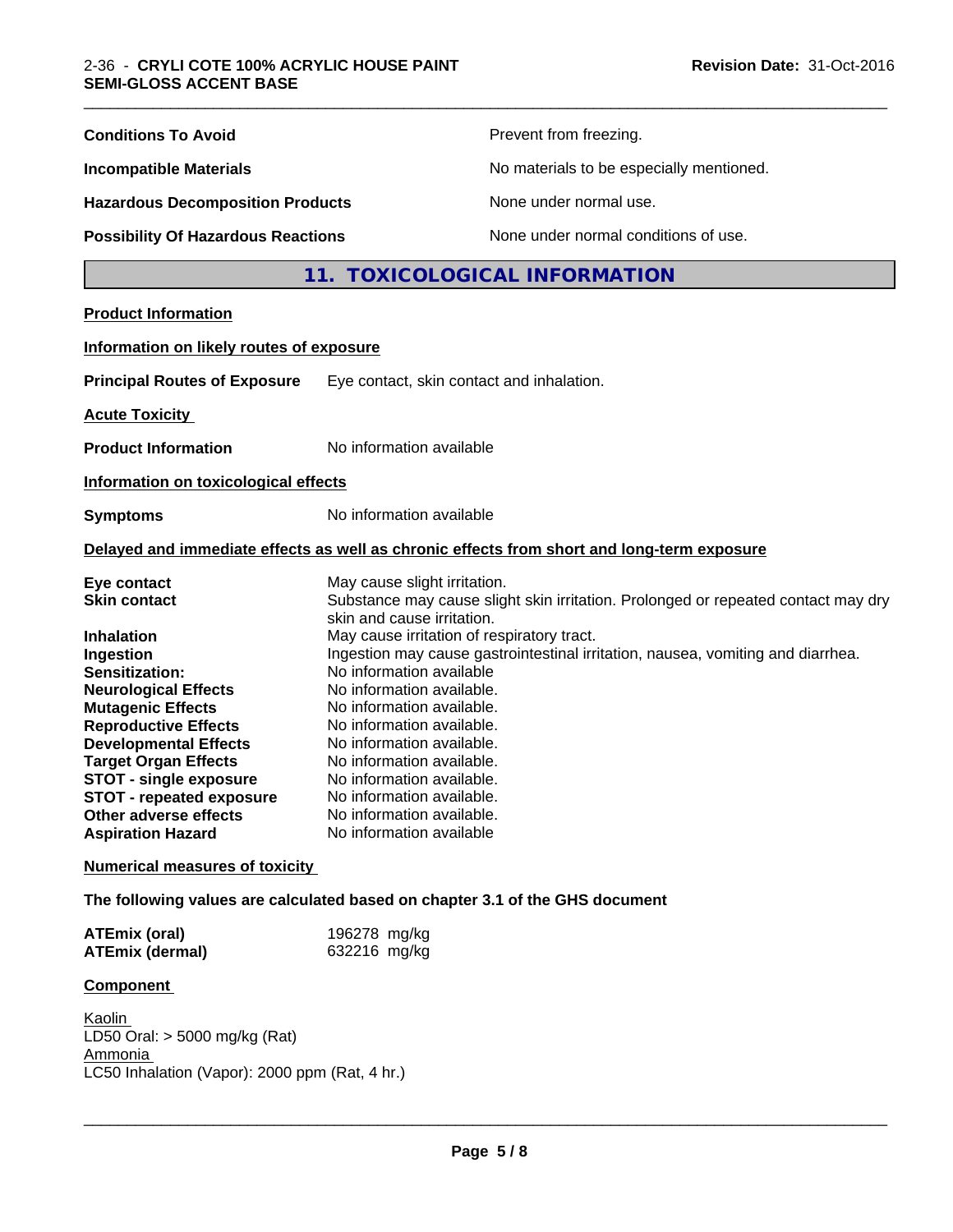| | |
|---|---|
| **Conditions To Avoid** | Prevent from freezing. |
| **Incompatible Materials** | No materials to be especially mentioned. |
| **Hazardous Decomposition Products** | None under normal use. |
| **Possibility Of Hazardous Reactions** | None under normal conditions of use. |

## 11. TOXICOLOGICAL INFORMATION

**Product Information**

**Information on likely routes of exposure**

**Principal Routes of Exposure** Eye contact, skin contact and inhalation.

**Acute Toxicity**

**Product Information** No information available

**Information on toxicological effects**

**Symptoms** No information available

**Delayed and immediate effects as well as chronic effects from short and long-term exposure**

| | |
|---|---|
| **Eye contact** | May cause slight irritation. |
| **Skin contact** | Substance may cause slight skin irritation. Prolonged or repeated contact may dry skin and cause irritation. |
| **Inhalation** | May cause irritation of respiratory tract. |
| **Ingestion** | Ingestion may cause gastrointestinal irritation, nausea, vomiting and diarrhea. |
| **Sensitization:** | No information available |
| **Neurological Effects** | No information available. |
| **Mutagenic Effects** | No information available. |
| **Reproductive Effects** | No information available. |
| **Developmental Effects** | No information available. |
| **Target Organ Effects** | No information available. |
| **STOT - single exposure** | No information available. |
| **STOT - repeated exposure** | No information available. |
| **Other adverse effects** | No information available. |
| **Aspiration Hazard** | No information available |

**Numerical measures of toxicity**

**The following values are calculated based on chapter 3.1 of the GHS document**

| | |
|---|---|
| **ATEmix (oral)** | 196278 mg/kg |
| **ATEmix (dermal)** | 632216 mg/kg |

**Component**

Kaolin
LD50 Oral: > 5000 mg/kg (Rat)
Ammonia
LC50 Inhalation (Vapor): 2000 ppm (Rat, 4 hr.)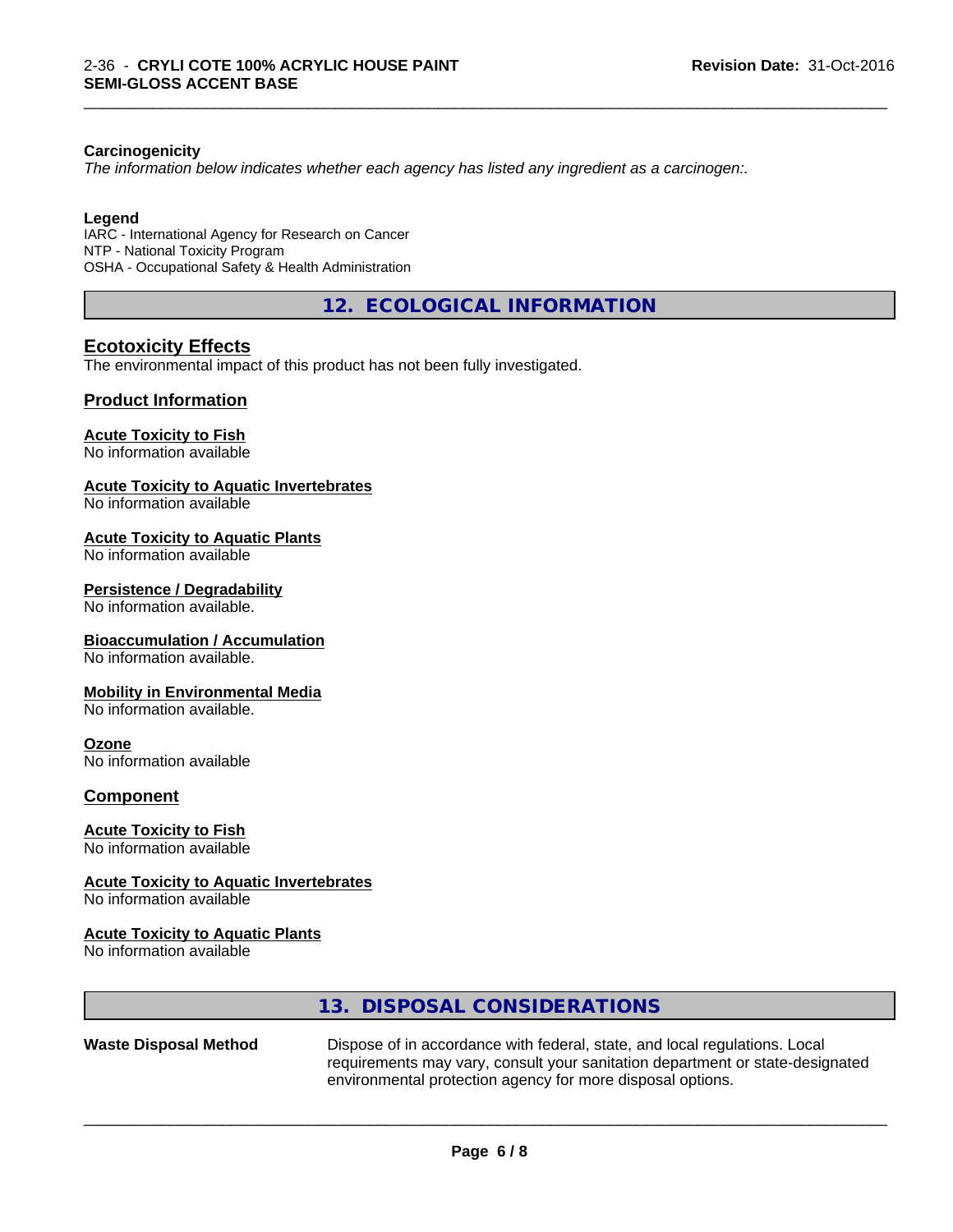**Carcinogenicity**

*The information below indicates whether each agency has listed any ingredient as a carcinogen:.*

**Legend**

IARC - International Agency for Research on Cancer
NTP - National Toxicity Program
OSHA - Occupational Safety & Health Administration

## 12. ECOLOGICAL INFORMATION

### Ecotoxicity Effects

The environmental impact of this product has not been fully investigated.

### Product Information

**Acute Toxicity to Fish**
No information available

**Acute Toxicity to Aquatic Invertebrates**
No information available

**Acute Toxicity to Aquatic Plants**
No information available

**Persistence / Degradability**
No information available.

**Bioaccumulation / Accumulation**
No information available.

**Mobility in Environmental Media**
No information available.

**Ozone**
No information available

### Component

**Acute Toxicity to Fish**
No information available

**Acute Toxicity to Aquatic Invertebrates**
No information available

**Acute Toxicity to Aquatic Plants**
No information available

## 13. DISPOSAL CONSIDERATIONS

**Waste Disposal Method** Dispose of in accordance with federal, state, and local regulations. Local requirements may vary, consult your sanitation department or state-designated environmental protection agency for more disposal options.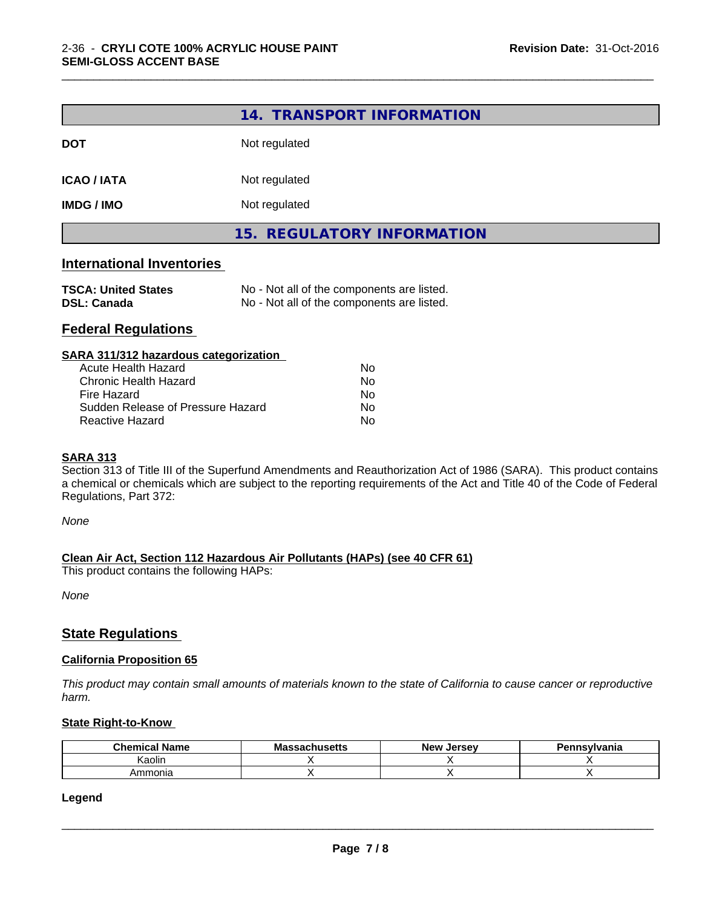## 14. TRANSPORT INFORMATION

| | |
|---|---|
| **DOT** | Not regulated |
| **ICAO / IATA** | Not regulated |
| **IMDG / IMO** | Not regulated |

## 15. REGULATORY INFORMATION

### International Inventories

| | |
|---|---|
| **TSCA: United States** | No - Not all of the components are listed. |
| **DSL: Canada** | No - Not all of the components are listed. |

### Federal Regulations

**SARA 311/312 hazardous categorization**

| | |
|---|---|
| Acute Health Hazard | No |
| Chronic Health Hazard | No |
| Fire Hazard | No |
| Sudden Release of Pressure Hazard | No |
| Reactive Hazard | No |

**SARA 313**

Section 313 of Title III of the Superfund Amendments and Reauthorization Act of 1986 (SARA). This product contains a chemical or chemicals which are subject to the reporting requirements of the Act and Title 40 of the Code of Federal Regulations, Part 372:

*None*

**Clean Air Act, Section 112 Hazardous Air Pollutants (HAPs) (see 40 CFR 61)**

This product contains the following HAPs:

*None*

### State Regulations

**California Proposition 65**

*This product may contain small amounts of materials known to the state of California to cause cancer or reproductive harm.*

**State Right-to-Know**

| Chemical Name | Massachusetts | New Jersey | Pennsylvania |
|---|---|---|---|
| Kaolin | X | X | X |
| Ammonia | X | X | X |

**Legend**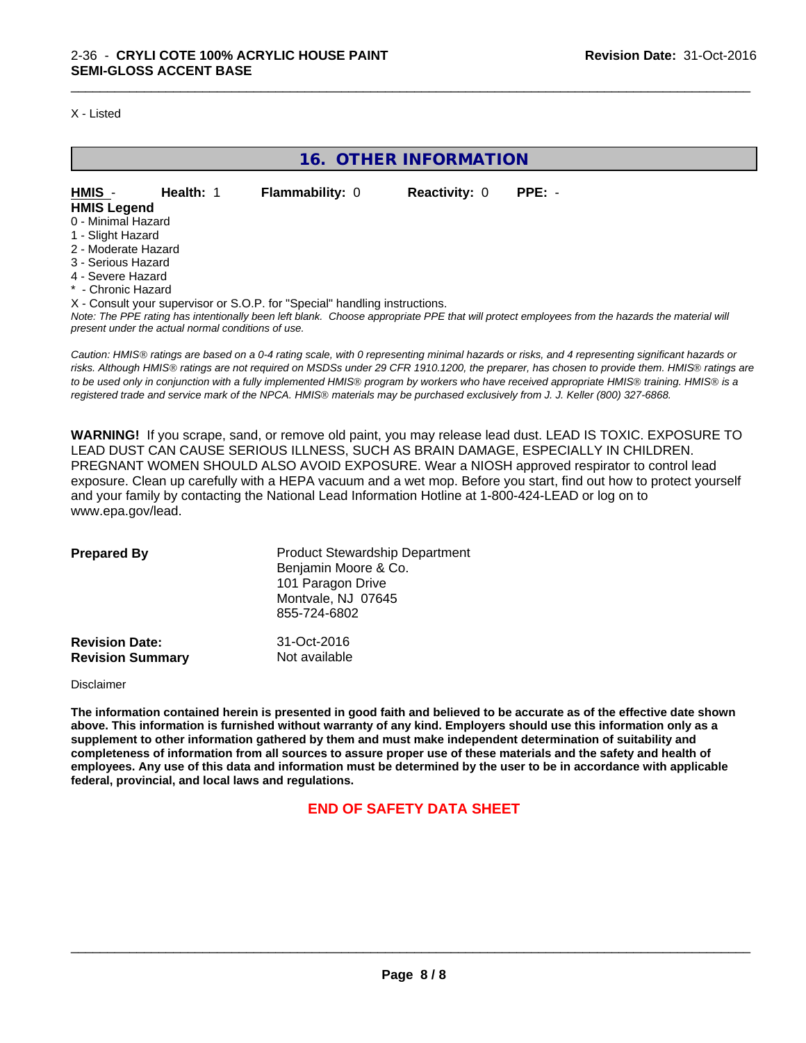X - Listed

## 16. OTHER INFORMATION

| HMIS - | Health: 1 | Flammability: 0 | Reactivity: 0 | PPE: - |
|---|---|---|---|---|

**HMIS Legend**

0 - Minimal Hazard
1 - Slight Hazard
2 - Moderate Hazard
3 - Serious Hazard
4 - Severe Hazard
* - Chronic Hazard
X - Consult your supervisor or S.O.P. for "Special" handling instructions.

*Note: The PPE rating has intentionally been left blank. Choose appropriate PPE that will protect employees from the hazards the material will present under the actual normal conditions of use.*

*Caution: HMIS® ratings are based on a 0-4 rating scale, with 0 representing minimal hazards or risks, and 4 representing significant hazards or risks. Although HMIS® ratings are not required on MSDSs under 29 CFR 1910.1200, the preparer, has chosen to provide them. HMIS® ratings are to be used only in conjunction with a fully implemented HMIS® program by workers who have received appropriate HMIS® training. HMIS® is a registered trade and service mark of the NPCA. HMIS® materials may be purchased exclusively from J. J. Keller (800) 327-6868.*

**WARNING!** If you scrape, sand, or remove old paint, you may release lead dust. LEAD IS TOXIC. EXPOSURE TO LEAD DUST CAN CAUSE SERIOUS ILLNESS, SUCH AS BRAIN DAMAGE, ESPECIALLY IN CHILDREN. PREGNANT WOMEN SHOULD ALSO AVOID EXPOSURE. Wear a NIOSH approved respirator to control lead exposure. Clean up carefully with a HEPA vacuum and a wet mop. Before you start, find out how to protect yourself and your family by contacting the National Lead Information Hotline at 1-800-424-LEAD or log on to www.epa.gov/lead.

**Prepared By**
Product Stewardship Department
Benjamin Moore & Co.
101 Paragon Drive
Montvale, NJ 07645
855-724-6802

**Revision Date:** 31-Oct-2016
**Revision Summary** Not available

Disclaimer

**The information contained herein is presented in good faith and believed to be accurate as of the effective date shown above. This information is furnished without warranty of any kind. Employers should use this information only as a supplement to other information gathered by them and must make independent determination of suitability and completeness of information from all sources to assure proper use of these materials and the safety and health of employees. Any use of this data and information must be determined by the user to be in accordance with applicable federal, provincial, and local laws and regulations.**

**END OF SAFETY DATA SHEET**